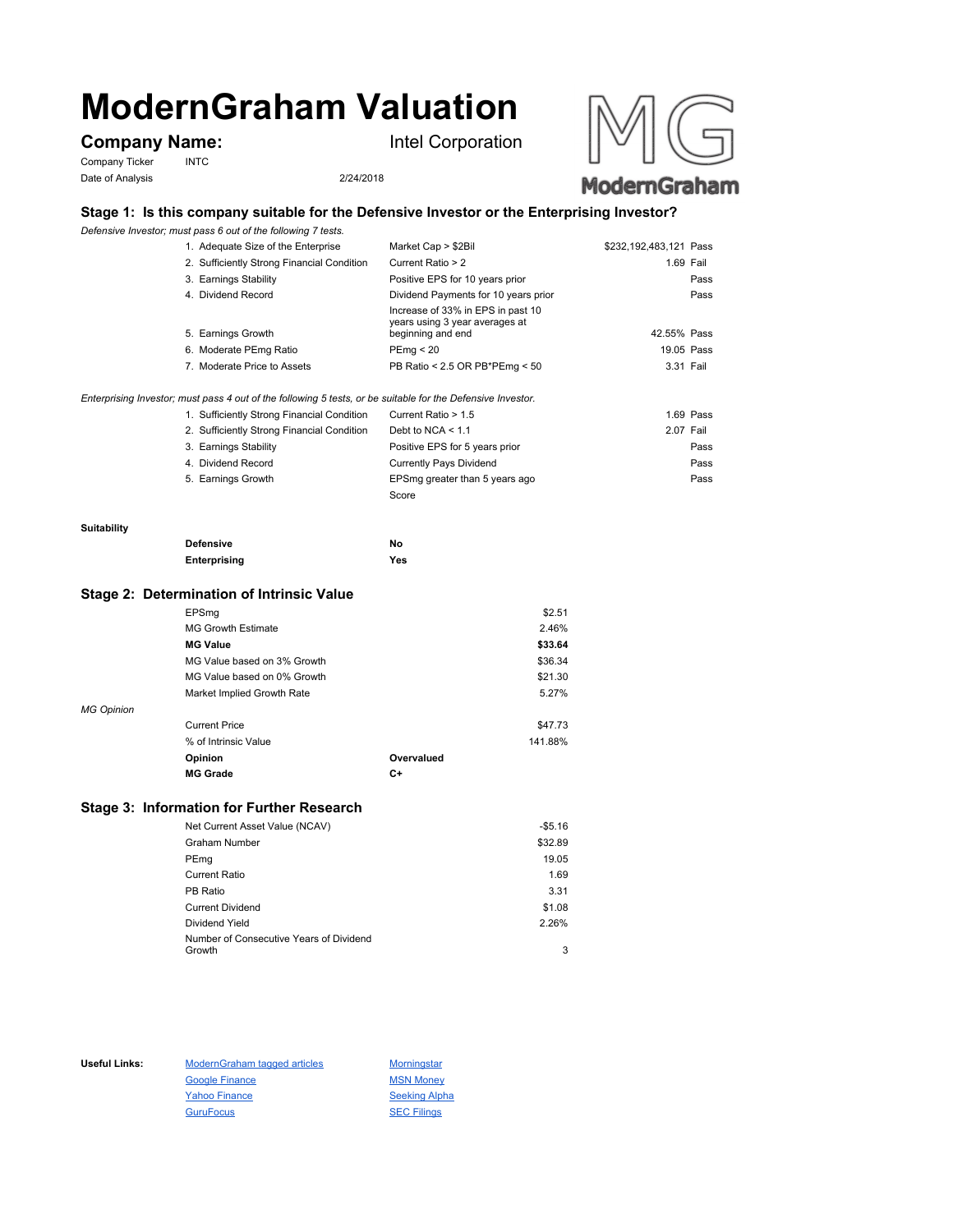# ModernGraham Valuation

**Company Name:** Intel Corporation

Company Ticker INTC

Date of Analysis 2/24/2018

## Stage 1: Is this company suitable for the Defensive Investor or the Enterprising Investor?

*Defensive Investor; must pass 6 out of the following 7 tests.*

| Test | Criterion | Value | Result |
|---|---|---|---|
| 1. Adequate Size of the Enterprise | Market Cap > $2Bil | $232,192,483,121 | Pass |
| 2. Sufficiently Strong Financial Condition | Current Ratio > 2 | 1.69 | Fail |
| 3. Earnings Stability | Positive EPS for 10 years prior | | Pass |
| 4. Dividend Record | Dividend Payments for 10 years prior | | Pass |
| 5. Earnings Growth | Increase of 33% in EPS in past 10 years using 3 year averages at beginning and end | 42.55% | Pass |
| 6. Moderate PEmg Ratio | PEmg < 20 | 19.05 | Pass |
| 7. Moderate Price to Assets | PB Ratio < 2.5 OR PB*PEmg < 50 | 3.31 | Fail |

*Enterprising Investor; must pass 4 out of the following 5 tests, or be suitable for the Defensive Investor.*

| Test | Criterion | Value | Result |
|---|---|---|---|
| 1. Sufficiently Strong Financial Condition | Current Ratio > 1.5 | 1.69 | Pass |
| 2. Sufficiently Strong Financial Condition | Debt to NCA < 1.1 | 2.07 | Fail |
| 3. Earnings Stability | Positive EPS for 5 years prior | | Pass |
| 4. Dividend Record | Currently Pays Dividend | | Pass |
| 5. Earnings Growth | EPSmg greater than 5 years ago | | Pass |
| | Score | | |

**Suitability**

| | |
|---|---|
| **Defensive** | **No** |
| **Enterprising** | **Yes** |

## Stage 2: Determination of Intrinsic Value

| | |
|---|---|
| EPSmg | $2.51 |
| MG Growth Estimate | 2.46% |
| **MG Value** | **$33.64** |
| MG Value based on 3% Growth | $36.34 |
| MG Value based on 0% Growth | $21.30 |
| Market Implied Growth Rate | 5.27% |

*MG Opinion*

| | |
|---|---|
| Current Price | $47.73 |
| % of Intrinsic Value | 141.88% |
| **Opinion** | **Overvalued** |
| **MG Grade** | **C+** |

## Stage 3: Information for Further Research

| | |
|---|---|
| Net Current Asset Value (NCAV) | -$5.16 |
| Graham Number | $32.89 |
| PEmg | 19.05 |
| Current Ratio | 1.69 |
| PB Ratio | 3.31 |
| Current Dividend | $1.08 |
| Dividend Yield | 2.26% |
| Number of Consecutive Years of Dividend Growth | 3 |

**Useful Links:**

- ModernGraham tagged articles
- Google Finance
- Yahoo Finance
- GuruFocus
- Morningstar
- MSN Money
- Seeking Alpha
- SEC Filings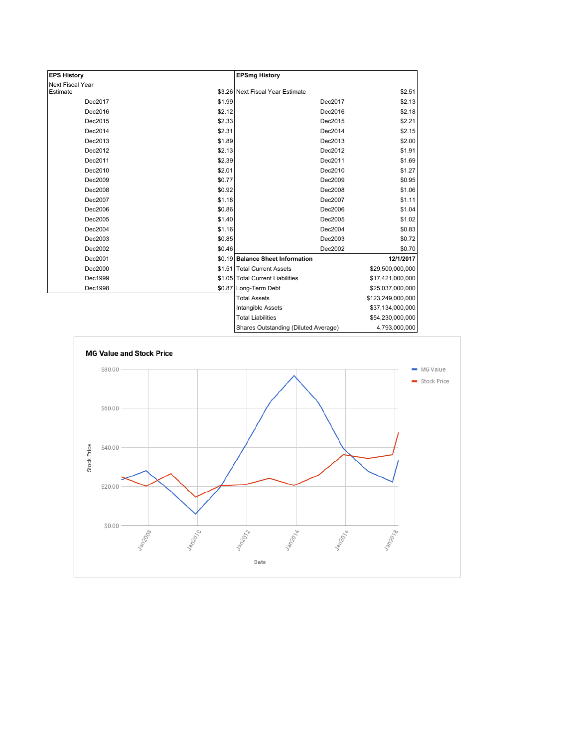| EPS History | |
|---|---|
| Next Fiscal Year Estimate | $3.26 |
| Dec2017 | $1.99 |
| Dec2016 | $2.12 |
| Dec2015 | $2.33 |
| Dec2014 | $2.31 |
| Dec2013 | $1.89 |
| Dec2012 | $2.13 |
| Dec2011 | $2.39 |
| Dec2010 | $2.01 |
| Dec2009 | $0.77 |
| Dec2008 | $0.92 |
| Dec2007 | $1.18 |
| Dec2006 | $0.86 |
| Dec2005 | $1.40 |
| Dec2004 | $1.16 |
| Dec2003 | $0.85 |
| Dec2002 | $0.46 |
| Dec2001 | $0.19 |
| Dec2000 | $1.51 |
| Dec1999 | $1.05 |
| Dec1998 | $0.87 |

| EPSmg History | |
|---|---|
| Next Fiscal Year Estimate | $2.51 |
| Dec2017 | $2.13 |
| Dec2016 | $2.18 |
| Dec2015 | $2.21 |
| Dec2014 | $2.15 |
| Dec2013 | $2.00 |
| Dec2012 | $1.91 |
| Dec2011 | $1.69 |
| Dec2010 | $1.27 |
| Dec2009 | $0.95 |
| Dec2008 | $1.06 |
| Dec2007 | $1.11 |
| Dec2006 | $1.04 |
| Dec2005 | $1.02 |
| Dec2004 | $0.83 |
| Dec2003 | $0.72 |
| Dec2002 | $0.70 |

| Balance Sheet Information | 12/1/2017 |
|---|---|
| Total Current Assets | $29,500,000,000 |
| Total Current Liabilities | $17,421,000,000 |
| Long-Term Debt | $25,037,000,000 |
| Total Assets | $123,249,000,000 |
| Intangible Assets | $37,134,000,000 |
| Total Liabilities | $54,230,000,000 |
| Shares Outstanding (Diluted Average) | 4,793,000,000 |

**MG Value and Stock Price**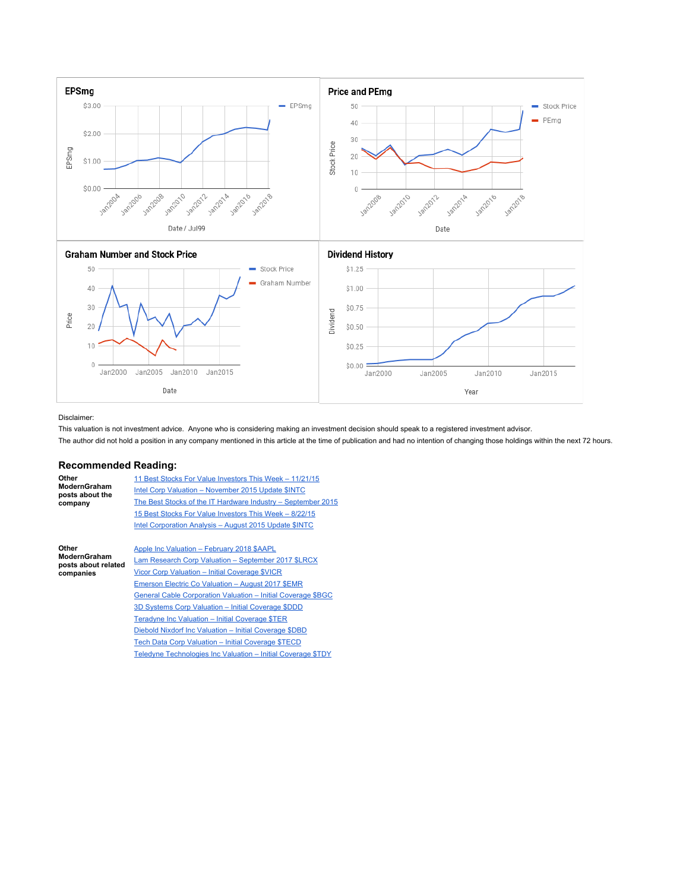EPSmg

$3.00
$2.00
$1.00
$0.00

EPSmg

Jan2004 Jan2006 Jan2008 Jan2010 Jan2012 Jan2014 Jan2016 Jan2018

Date / Jul99

Price and PEmg

50
40
30
20
10
0

Stock Price

Stock Price
PEmg

Jan2008 Jan2010 Jan2012 Jan2014 Jan2016 Jan2018

Date

Graham Number and Stock Price

50
40
30
20
10
0

Price

Stock Price
Graham Number

Jan2000 Jan2005 Jan2010 Jan2015

Date

Dividend History

$1.25
$1.00
$0.75
$0.50
$0.25
$0.00

Dividend

Jan2000 Jan2005 Jan2010 Jan2015

Year

Disclaimer:

This valuation is not investment advice. Anyone who is considering making an investment decision should speak to a registered investment advisor.

The author did not hold a position in any company mentioned in this article at the time of publication and had no intention of changing those holdings within the next 72 hours.

## Recommended Reading:

**Other ModernGraham posts about the company**

- 11 Best Stocks For Value Investors This Week – 11/21/15
- Intel Corp Valuation – November 2015 Update $INTC
- The Best Stocks of the IT Hardware Industry – September 2015
- 15 Best Stocks For Value Investors This Week – 8/22/15
- Intel Corporation Analysis – August 2015 Update $INTC

**Other ModernGraham posts about related companies**

- Apple Inc Valuation – February 2018 $AAPL
- Lam Research Corp Valuation – September 2017 $LRCX
- Vicor Corp Valuation – Initial Coverage $VICR
- Emerson Electric Co Valuation – August 2017 $EMR
- General Cable Corporation Valuation – Initial Coverage $BGC
- 3D Systems Corp Valuation – Initial Coverage $DDD
- Teradyne Inc Valuation – Initial Coverage $TER
- Diebold Nixdorf Inc Valuation – Initial Coverage $DBD
- Tech Data Corp Valuation – Initial Coverage $TECD
- Teledyne Technologies Inc Valuation – Initial Coverage $TDY